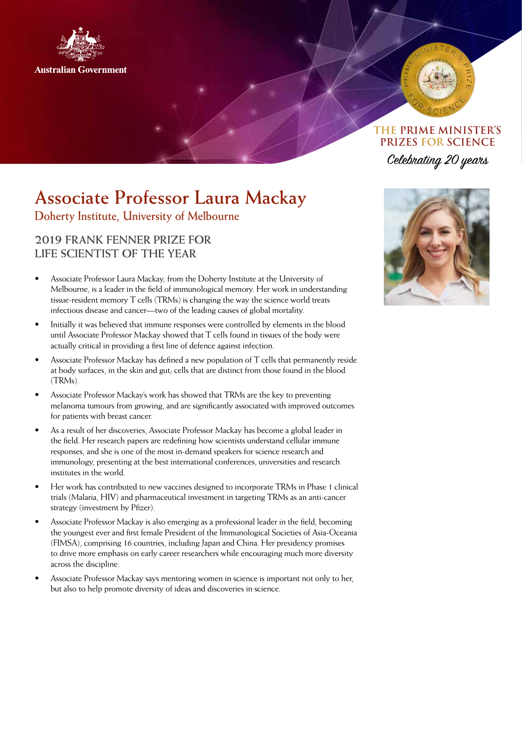Australian Government

THE PRIME MINISTER'S PRIZES FOR SCIENCE

*Celebrating 20 years*

# Associate Professor Laura Mackay

## Doherty Institute, University of Melbourne

### 2019 FRANK FENNER PRIZE FOR LIFE SCIENTIST OF THE YEAR

- Associate Professor Laura Mackay, from the Doherty Institute at the University of Melbourne, is a leader in the field of immunological memory. Her work in understanding tissue-resident memory T cells (TRMs) is changing the way the science world treats infectious disease and cancer—two of the leading causes of global mortality.
- Initially it was believed that immune responses were controlled by elements in the blood until Associate Professor Mackay showed that T cells found in tissues of the body were actually critical in providing a first line of defence against infection.
- Associate Professor Mackay has defined a new population of T cells that permanently reside at body surfaces, in the skin and gut; cells that are distinct from those found in the blood (TRMs).
- Associate Professor Mackay's work has showed that TRMs are the key to preventing melanoma tumours from growing, and are significantly associated with improved outcomes for patients with breast cancer.
- As a result of her discoveries, Associate Professor Mackay has become a global leader in the field. Her research papers are redefining how scientists understand cellular immune responses, and she is one of the most in-demand speakers for science research and immunology, presenting at the best international conferences, universities and research institutes in the world.
- Her work has contributed to new vaccines designed to incorporate TRMs in Phase 1 clinical trials (Malaria, HIV) and pharmaceutical investment in targeting TRMs as an anti-cancer strategy (investment by Pfizer).
- Associate Professor Mackay is also emerging as a professional leader in the field, becoming the youngest ever and first female President of the Immunological Societies of Asia-Oceania (FIMSA), comprising 16 countries, including Japan and China. Her presidency promises to drive more emphasis on early career researchers while encouraging much more diversity across the discipline.
- Associate Professor Mackay says mentoring women in science is important not only to her, but also to help promote diversity of ideas and discoveries in science.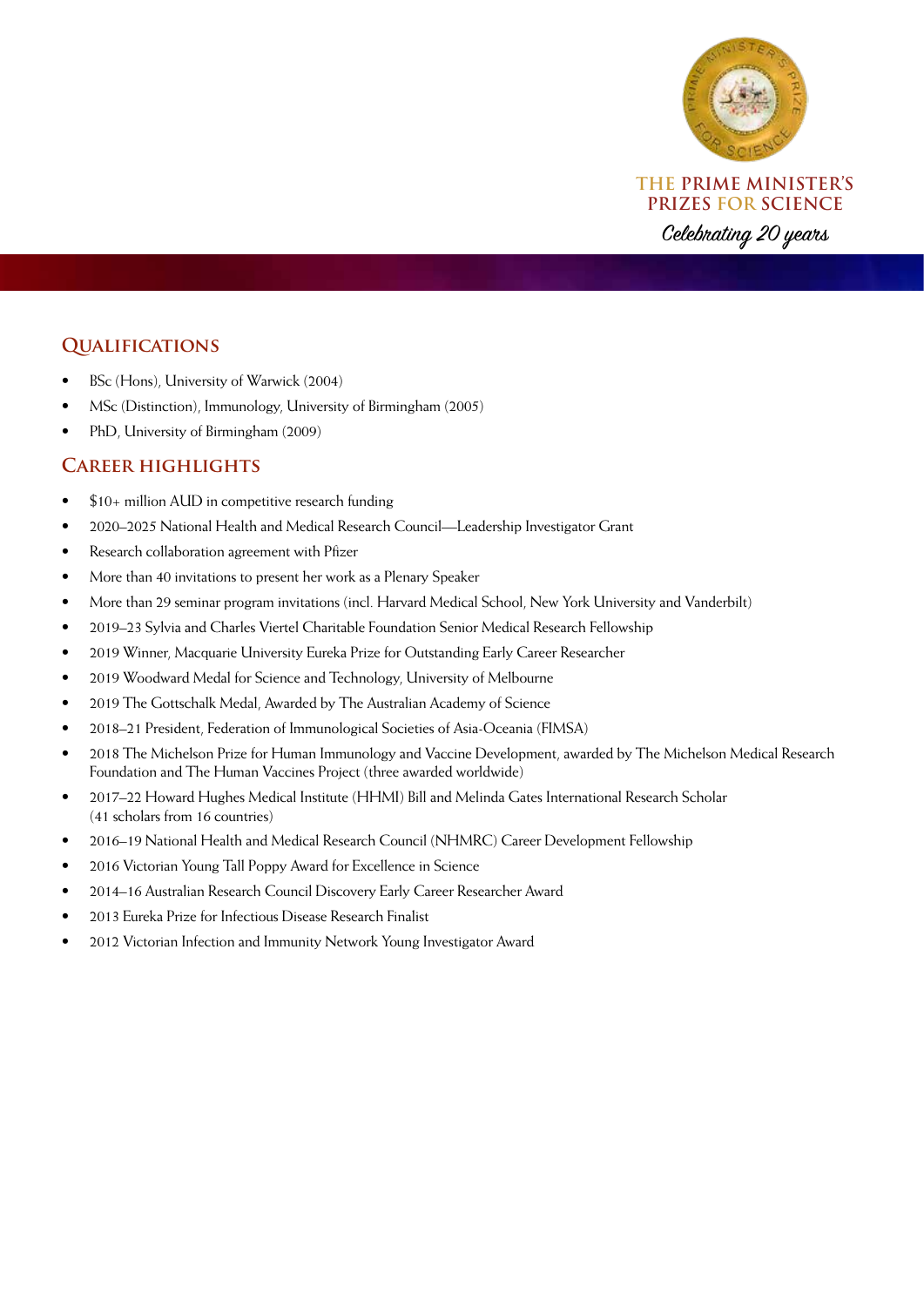## Qualifications

- BSc (Hons), University of Warwick (2004)
- MSc (Distinction), Immunology, University of Birmingham (2005)
- PhD, University of Birmingham (2009)

## Career highlights

- $10+ million AUD in competitive research funding
- 2020–2025 National Health and Medical Research Council—Leadership Investigator Grant
- Research collaboration agreement with Pfizer
- More than 40 invitations to present her work as a Plenary Speaker
- More than 29 seminar program invitations (incl. Harvard Medical School, New York University and Vanderbilt)
- 2019–23 Sylvia and Charles Viertel Charitable Foundation Senior Medical Research Fellowship
- 2019 Winner, Macquarie University Eureka Prize for Outstanding Early Career Researcher
- 2019 Woodward Medal for Science and Technology, University of Melbourne
- 2019 The Gottschalk Medal, Awarded by The Australian Academy of Science
- 2018–21 President, Federation of Immunological Societies of Asia-Oceania (FIMSA)
- 2018 The Michelson Prize for Human Immunology and Vaccine Development, awarded by The Michelson Medical Research Foundation and The Human Vaccines Project (three awarded worldwide)
- 2017–22 Howard Hughes Medical Institute (HHMI) Bill and Melinda Gates International Research Scholar (41 scholars from 16 countries)
- 2016–19 National Health and Medical Research Council (NHMRC) Career Development Fellowship
- 2016 Victorian Young Tall Poppy Award for Excellence in Science
- 2014–16 Australian Research Council Discovery Early Career Researcher Award
- 2013 Eureka Prize for Infectious Disease Research Finalist
- 2012 Victorian Infection and Immunity Network Young Investigator Award